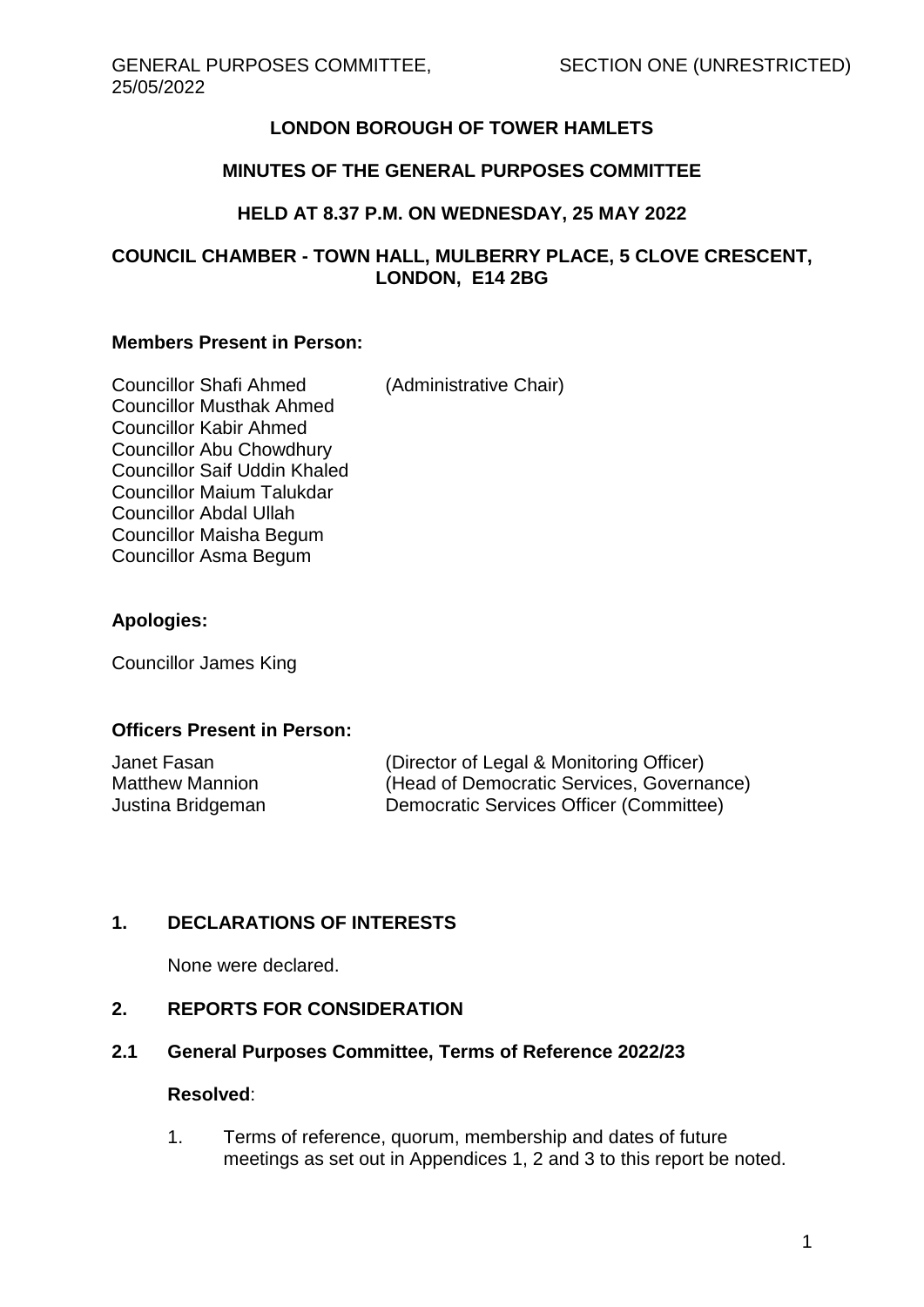# LONDON BOROUGH OF TOWER HAMLETS

## MINUTES OF THE GENERAL PURPOSES COMMITTEE

## HELD AT 8.37 P.M. ON WEDNESDAY, 25 MAY 2022

## COUNCIL CHAMBER - TOWN HALL, MULBERRY PLACE, 5 CLOVE CRESCENT, LONDON, E14 2BG

**Members Present in Person:**

Councillor Shafi Ahmed (Administrative Chair)
Councillor Musthak Ahmed
Councillor Kabir Ahmed
Councillor Abu Chowdhury
Councillor Saif Uddin Khaled
Councillor Maium Talukdar
Councillor Abdal Ullah
Councillor Maisha Begum
Councillor Asma Begum

**Apologies:**

Councillor James King

**Officers Present in Person:**

| | |
|---|---|
| Janet Fasan | (Director of Legal & Monitoring Officer) |
| Matthew Mannion | (Head of Democratic Services, Governance) |
| Justina Bridgeman | Democratic Services Officer (Committee) |

**1. DECLARATIONS OF INTERESTS**

None were declared.

**2. REPORTS FOR CONSIDERATION**

**2.1 General Purposes Committee, Terms of Reference 2022/23**

**Resolved**:

1. Terms of reference, quorum, membership and dates of future meetings as set out in Appendices 1, 2 and 3 to this report be noted.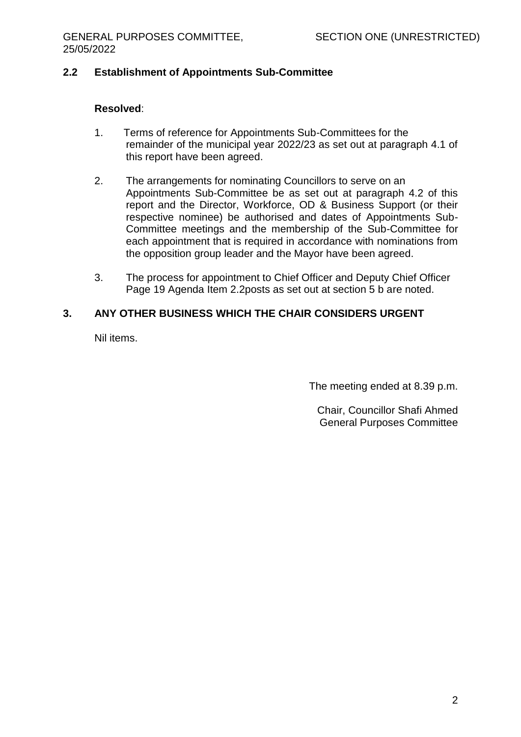## 2.2 Establishment of Appointments Sub-Committee

**Resolved**:

1. Terms of reference for Appointments Sub-Committees for the remainder of the municipal year 2022/23 as set out at paragraph 4.1 of this report have been agreed.

2. The arrangements for nominating Councillors to serve on an Appointments Sub-Committee be as set out at paragraph 4.2 of this report and the Director, Workforce, OD & Business Support (or their respective nominee) be authorised and dates of Appointments Sub-Committee meetings and the membership of the Sub-Committee for each appointment that is required in accordance with nominations from the opposition group leader and the Mayor have been agreed.

3. The process for appointment to Chief Officer and Deputy Chief Officer Page 19 Agenda Item 2.2posts as set out at section 5 b are noted.

## 3. ANY OTHER BUSINESS WHICH THE CHAIR CONSIDERS URGENT

Nil items.

The meeting ended at 8.39 p.m.

Chair, Councillor Shafi Ahmed
General Purposes Committee